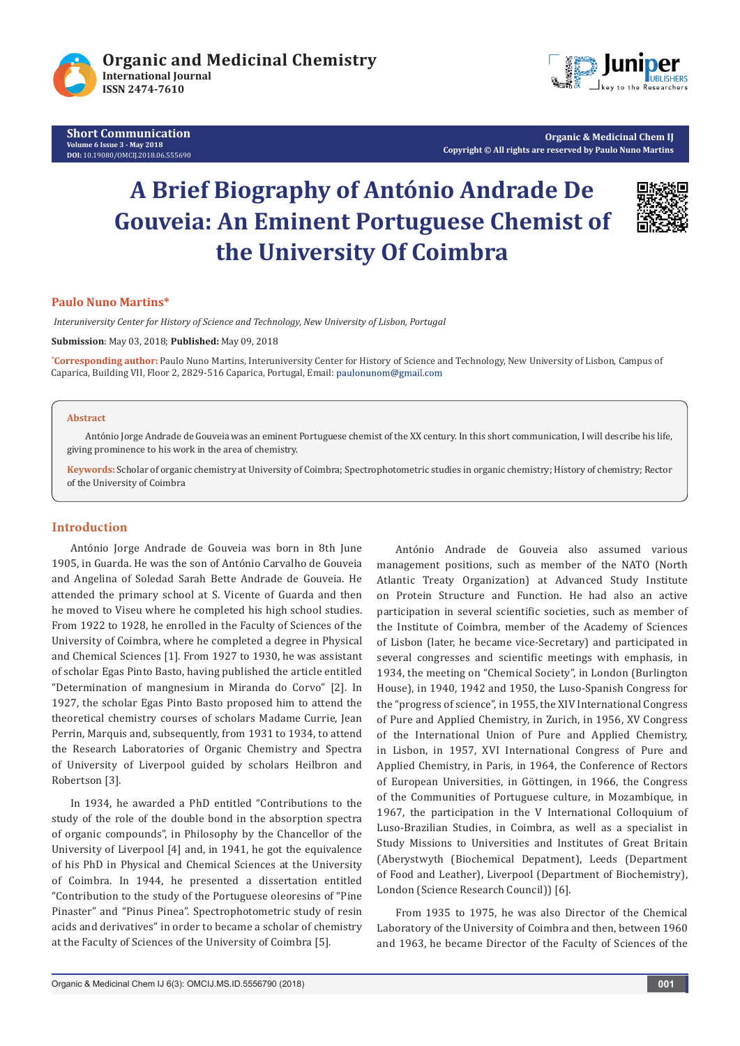# A Brief Biography of António Andrade De Gouveia: An Eminent Portuguese Chemist of the University Of Coimbra

**Paulo Nuno Martins***

*Interuniversity Center for History of Science and Technology, New University of Lisbon, Portugal*

**Submission**: May 03, 2018; **Published:** May 09, 2018

*Corresponding author: Paulo Nuno Martins, Interuniversity Center for History of Science and Technology, New University of Lisbon, Campus of Caparica, Building VII, Floor 2, 2829-516 Caparica, Portugal, Email: paulonunom@gmail.com

**Abstract**

António Jorge Andrade de Gouveia was an eminent Portuguese chemist of the XX century. In this short communication, I will describe his life, giving prominence to his work in the area of chemistry.

**Keywords:** Scholar of organic chemistry at University of Coimbra; Spectrophotometric studies in organic chemistry; History of chemistry; Rector of the University of Coimbra

## Introduction

António Jorge Andrade de Gouveia was born in 8th June 1905, in Guarda. He was the son of António Carvalho de Gouveia and Angelina of Soledad Sarah Bette Andrade de Gouveia. He attended the primary school at S. Vicente of Guarda and then he moved to Viseu where he completed his high school studies. From 1922 to 1928, he enrolled in the Faculty of Sciences of the University of Coimbra, where he completed a degree in Physical and Chemical Sciences [1]. From 1927 to 1930, he was assistant of scholar Egas Pinto Basto, having published the article entitled "Determination of mangnesium in Miranda do Corvo" [2]. In 1927, the scholar Egas Pinto Basto proposed him to attend the theoretical chemistry courses of scholars Madame Currie, Jean Perrin, Marquis and, subsequently, from 1931 to 1934, to attend the Research Laboratories of Organic Chemistry and Spectra of University of Liverpool guided by scholars Heilbron and Robertson [3].

In 1934, he awarded a PhD entitled "Contributions to the study of the role of the double bond in the absorption spectra of organic compounds", in Philosophy by the Chancellor of the University of Liverpool [4] and, in 1941, he got the equivalence of his PhD in Physical and Chemical Sciences at the University of Coimbra. In 1944, he presented a dissertation entitled "Contribution to the study of the Portuguese oleoresins of "Pine Pinaster" and "Pinus Pinea". Spectrophotometric study of resin acids and derivatives" in order to became a scholar of chemistry at the Faculty of Sciences of the University of Coimbra [5].

António Andrade de Gouveia also assumed various management positions, such as member of the NATO (North Atlantic Treaty Organization) at Advanced Study Institute on Protein Structure and Function. He had also an active participation in several scientific societies, such as member of the Institute of Coimbra, member of the Academy of Sciences of Lisbon (later, he became vice-Secretary) and participated in several congresses and scientific meetings with emphasis, in 1934, the meeting on "Chemical Society", in London (Burlington House), in 1940, 1942 and 1950, the Luso-Spanish Congress for the "progress of science", in 1955, the XIV International Congress of Pure and Applied Chemistry, in Zurich, in 1956, XV Congress of the International Union of Pure and Applied Chemistry, in Lisbon, in 1957, XVI International Congress of Pure and Applied Chemistry, in Paris, in 1964, the Conference of Rectors of European Universities, in Göttingen, in 1966, the Congress of the Communities of Portuguese culture, in Mozambique, in 1967, the participation in the V International Colloquium of Luso-Brazilian Studies, in Coimbra, as well as a specialist in Study Missions to Universities and Institutes of Great Britain (Aberystwyth (Biochemical Depatment), Leeds (Department of Food and Leather), Liverpool (Department of Biochemistry), London (Science Research Council)) [6].

From 1935 to 1975, he was also Director of the Chemical Laboratory of the University of Coimbra and then, between 1960 and 1963, he became Director of the Faculty of Sciences of the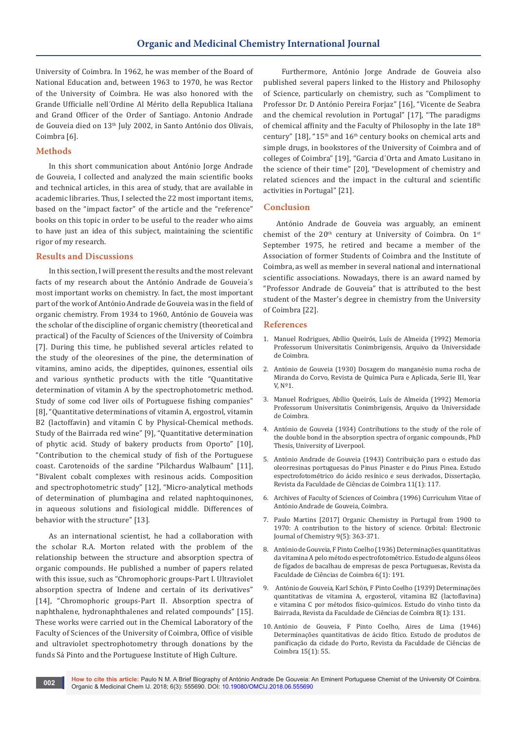University of Coimbra. In 1962, he was member of the Board of National Education and, between 1963 to 1970, he was Rector of the University of Coimbra. He was also honored with the Grande Ufficialle nell´Ordine Al Mérito della Republica Italiana and Grand Officer of the Order of Santiago. Antonio Andrade de Gouveia died on 13th July 2002, in Santo António dos Olivais, Coimbra [6].

## Methods

In this short communication about António Jorge Andrade de Gouveia, I collected and analyzed the main scientific books and technical articles, in this area of study, that are available in academic libraries. Thus, I selected the 22 most important items, based on the "impact factor" of the article and the "reference" books on this topic in order to be useful to the reader who aims to have just an idea of this subject, maintaining the scientific rigor of my research.

## Results and Discussions

In this section, I will present the results and the most relevant facts of my research about the António Andrade de Gouveia´s most important works on chemistry. In fact, the most important part of the work of António Andrade de Gouveia was in the field of organic chemistry. From 1934 to 1960, António de Gouveia was the scholar of the discipline of organic chemistry (theoretical and practical) of the Faculty of Sciences of the University of Coimbra [7]. During this time, he published several articles related to the study of the oleoresines of the pine, the determination of vitamins, amino acids, the dipeptides, quinones, essential oils and various synthetic products with the title "Quantitative determination of vitamin A by the spectrophotometric method. Study of some cod liver oils of Portuguese fishing companies" [8], "Quantitative determinations of vitamin A, ergostrol, vitamin B2 (lactoffavin) and vitamin C by Physical-Chemical methods. Study of the Bairrada red wine" [9], "Quantitative determination of phytic acid. Study of bakery products from Oporto" [10], "Contribution to the chemical study of fish of the Portuguese coast. Carotenoids of the sardine "Pilchardus Walbaum" [11], "Bivalent cobalt complexes with resinous acids. Composition and spectrophotometric study" [12], "Micro-analytical methods of determination of plumbagina and related naphtoquinones, in aqueous solutions and fisiological middle. Differences of behavior with the structure" [13].

As an international scientist, he had a collaboration with the scholar R.A. Morton related with the problem of the relationship between the structure and absorption spectra of organic compounds. He published a number of papers related with this issue, such as "Chromophoric groups-Part I. Ultraviolet absorption spectra of Indene and certain of its derivatives" [14], "Chromophoric groups-Part II. Absorption spectra of naphthalene, hydronaphthalenes and related compounds" [15]. These works were carried out in the Chemical Laboratory of the Faculty of Sciences of the University of Coimbra, Office of visible and ultraviolet spectrophotometry through donations by the funds Sá Pinto and the Portuguese Institute of High Culture.

Furthermore, António Jorge Andrade de Gouveia also published several papers linked to the History and Philosophy of Science, particularly on chemistry, such as "Compliment to Professor Dr. D António Pereira Forjaz" [16], "Vicente de Seabra and the chemical revolution in Portugal" [17], "The paradigms of chemical affinity and the Faculty of Philosophy in the late 18th century" [18], "15th and 16th century books on chemical arts and simple drugs, in bookstores of the University of Coimbra and of colleges of Coimbra" [19], "Garcia d´Orta and Amato Lusitano in the science of their time" [20], "Development of chemistry and related sciences and the impact in the cultural and scientific activities in Portugal" [21].

## Conclusion

António Andrade de Gouveia was arguably, an eminent chemist of the 20th century at University of Coimbra. On 1st September 1975, he retired and became a member of the Association of former Students of Coimbra and the Institute of Coimbra, as well as member in several national and international scientific associations. Nowadays, there is an award named by "Professor Andrade de Gouveia" that is attributed to the best student of the Master's degree in chemistry from the University of Coimbra [22].

## References

1. Manuel Rodrigues, Abílio Queirós, Luís de Almeida (1992) Memoria Professorum Universitatis Conimbrigensis, Arquivo da Universidade de Coimbra.
2. António de Gouveia (1930) Dosagem do manganésio numa rocha de Miranda do Corvo, Revista de Química Pura e Aplicada, Serie III, Year V, Nº1.
3. Manuel Rodrigues, Abílio Queirós, Luís de Almeida (1992) Memoria Professorum Universitatis Conimbrigensis, Arquivo da Universidade de Coimbra.
4. António de Gouveia (1934) Contributions to the study of the role of the double bond in the absorption spectra of organic compounds, PhD Thesis, University of Liverpool.
5. António Andrade de Gouveia (1943) Contribuição para o estudo das oleoresinas portuguesas do Pinus Pinaster e do Pinus Pinea. Estudo espectrofotométrico do ácido resínico e seus derivados, Dissertação, Revista da Faculdade de Ciências de Coimbra 11(1): 117.
6. Archives of Faculty of Sciences of Coimbra (1996) Curriculum Vitae of António Andrade de Gouveia, Coimbra.
7. Paulo Martins [2017] Organic Chemistry in Portugal from 1900 to 1970: A contribution to the history of science. Orbital: Electronic Journal of Chemistry 9(5): 363-371.
8. António de Gouveia, F Pinto Coelho (1936) Determinações quantitativas da vitamina A pelo método espectrofotométrico. Estudo de alguns óleos de fígados de bacalhau de empresas de pesca Portuguesas, Revista da Faculdade de Ciências de Coimbra 6(1): 191.
9. António de Gouveia, Karl Schön, F Pinto Coelho (1939) Determinações quantitativas de vitamina A, ergosterol, vitamina B2 (lactoflavina) e vitamina C por métodos físico-químicos. Estudo do vinho tinto da Bairrada, Revista da Faculdade de Ciências de Coimbra 8(1): 131.
10. António de Gouveia, F Pinto Coelho, Aires de Lima (1946) Determinações quantitativas de ácido fítico. Estudo de produtos de panificação da cidade do Porto, Revista da Faculdade de Ciências de Coimbra 15(1): 55.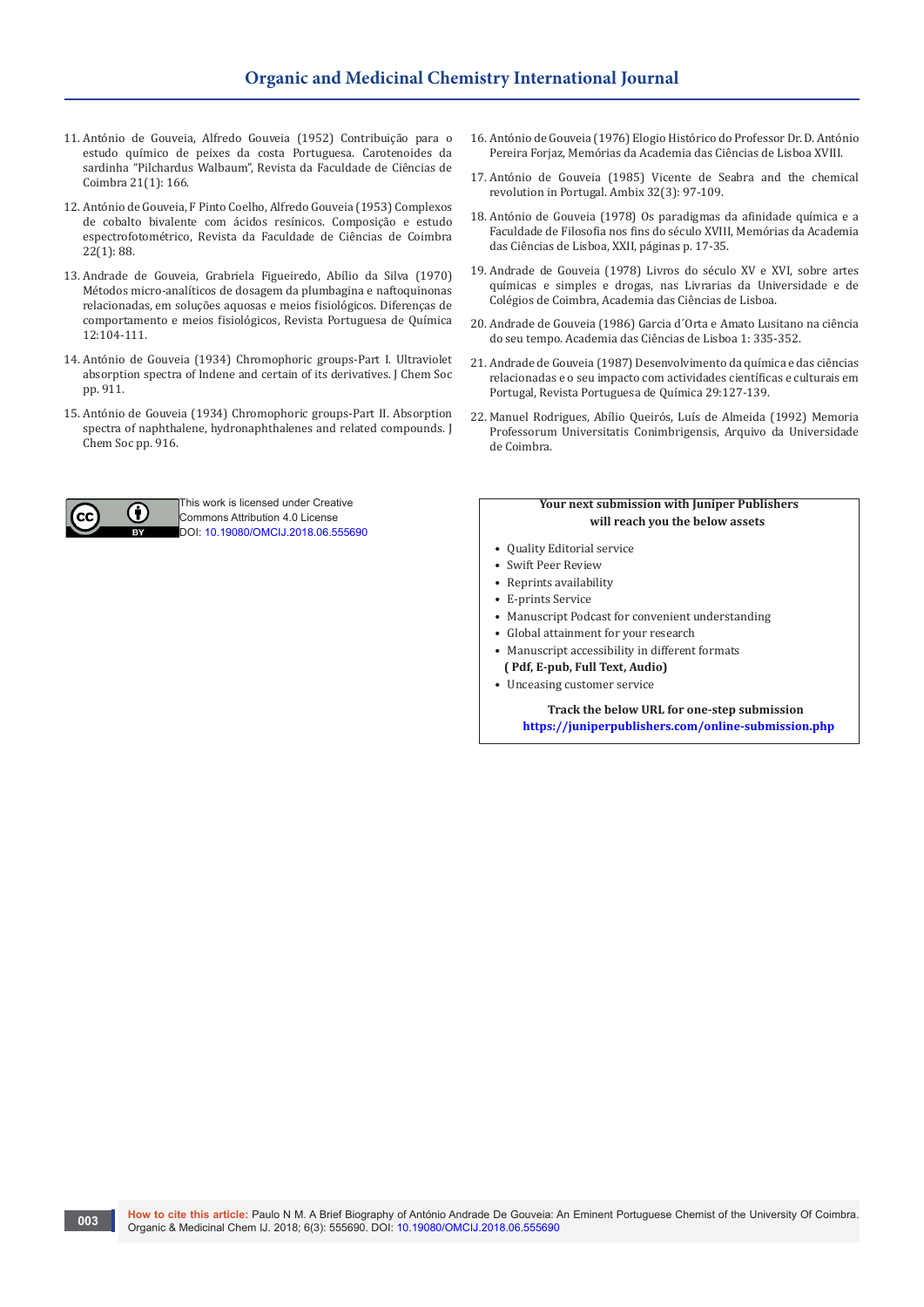11. António de Gouveia, Alfredo Gouveia (1952) Contribuição para o estudo químico de peixes da costa Portuguesa. Carotenoides da sardinha "Pilchardus Walbaum", Revista da Faculdade de Ciências de Coimbra 21(1): 166.
12. António de Gouveia, F Pinto Coelho, Alfredo Gouveia (1953) Complexos de cobalto bivalente com ácidos resínicos. Composição e estudo espectrofotométrico, Revista da Faculdade de Ciências de Coimbra 22(1): 88.
13. Andrade de Gouveia, Grabriela Figueiredo, Abílio da Silva (1970) Métodos micro-analíticos de dosagem da plumbagina e naftoquinonas relacionadas, em soluções aquosas e meios fisiológicos. Diferenças de comportamento e meios fisiológicos, Revista Portuguesa de Química 12:104-111.
14. António de Gouveia (1934) Chromophoric groups-Part I. Ultraviolet absorption spectra of Indene and certain of its derivatives. J Chem Soc pp. 911.
15. António de Gouveia (1934) Chromophoric groups-Part II. Absorption spectra of naphthalene, hydronaphthalenes and related compounds. J Chem Soc pp. 916.
16. António de Gouveia (1976) Elogio Histórico do Professor Dr. D. António Pereira Forjaz, Memórias da Academia das Ciências de Lisboa XVIII.
17. António de Gouveia (1985) Vicente de Seabra and the chemical revolution in Portugal. Ambix 32(3): 97-109.
18. António de Gouveia (1978) Os paradigmas da afinidade química e a Faculdade de Filosofia nos fins do século XVIII, Memórias da Academia das Ciências de Lisboa, XXII, páginas p. 17-35.
19. Andrade de Gouveia (1978) Livros do século XV e XVI, sobre artes químicas e simples e drogas, nas Livrarias da Universidade e de Colégios de Coimbra, Academia das Ciências de Lisboa.
20. Andrade de Gouveia (1986) Garcia d´Orta e Amato Lusitano na ciência do seu tempo. Academia das Ciências de Lisboa 1: 335-352.
21. Andrade de Gouveia (1987) Desenvolvimento da química e das ciências relacionadas e o seu impacto com actividades científicas e culturais em Portugal, Revista Portuguesa de Química 29:127-139.
22. Manuel Rodrigues, Abílio Queirós, Luís de Almeida (1992) Memoria Professorum Universitatis Conimbrigensis, Arquivo da Universidade de Coimbra.

This work is licensed under Creative Commons Attribution 4.0 License
DOI: 10.19080/OMCIJ.2018.06.555690

**Your next submission with Juniper Publishers will reach you the below assets**

- Quality Editorial service
- Swift Peer Review
- Reprints availability
- E-prints Service
- Manuscript Podcast for convenient understanding
- Global attainment for your research
- Manuscript accessibility in different formats
  **( Pdf, E-pub, Full Text, Audio)**
- Unceasing customer service

**Track the below URL for one-step submission**
**https://juniperpublishers.com/online-submission.php**